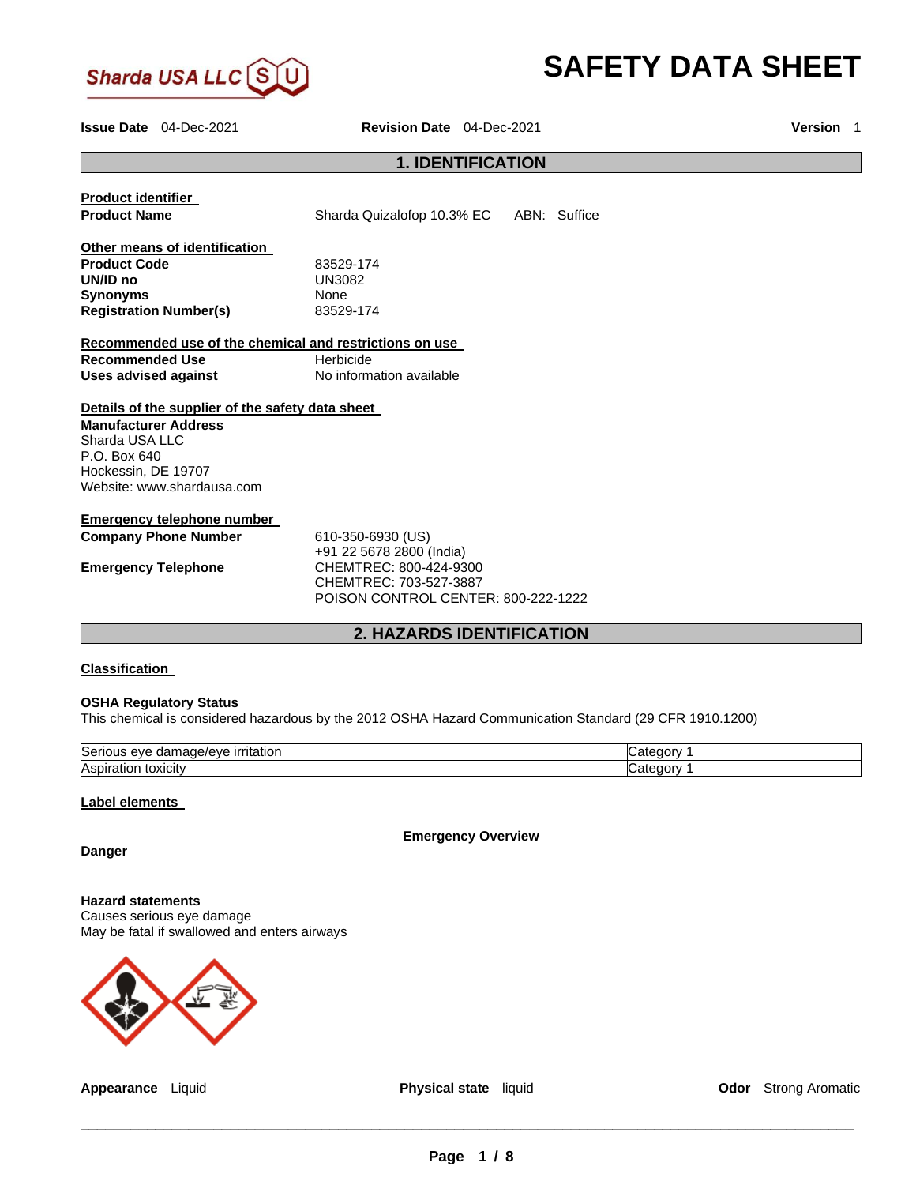Sharda USA LLC

# SAFETY DATA SHEET

**Issue Date** 04-Dec-2021 **Revision Date** 04-Dec-2021 **Version** 1

## 1. IDENTIFICATION

**Product identifier**

**Product Name** Sharda Quizalofop 10.3% EC ABN: Suffice

**Other means of identification**

**Product Code** 83529-174
**UN/ID no** UN3082
**Synonyms** None
**Registration Number(s)** 83529-174

**Recommended use of the chemical and restrictions on use**

**Recommended Use** Herbicide
**Uses advised against** No information available

**Details of the supplier of the safety data sheet**

**Manufacturer Address**
Sharda USA LLC
P.O. Box 640
Hockessin, DE 19707
Website: www.shardausa.com

**Emergency telephone number**

**Company Phone Number** 610-350-6930 (US)
+91 22 5678 2800 (India)

**Emergency Telephone** CHEMTREC: 800-424-9300
CHEMTREC: 703-527-3887
POISON CONTROL CENTER: 800-222-1222

## 2. HAZARDS IDENTIFICATION

**Classification**

**OSHA Regulatory Status**
This chemical is considered hazardous by the 2012 OSHA Hazard Communication Standard (29 CFR 1910.1200)

| Hazard | Category |
|---|---|
| Serious eye damage/eye irritation | Category 1 |
| Aspiration toxicity | Category 1 |

**Label elements**

**Emergency Overview**

**Danger**

**Hazard statements**
Causes serious eye damage
May be fatal if swallowed and enters airways

**Appearance** Liquid **Physical state** liquid **Odor** Strong Aromatic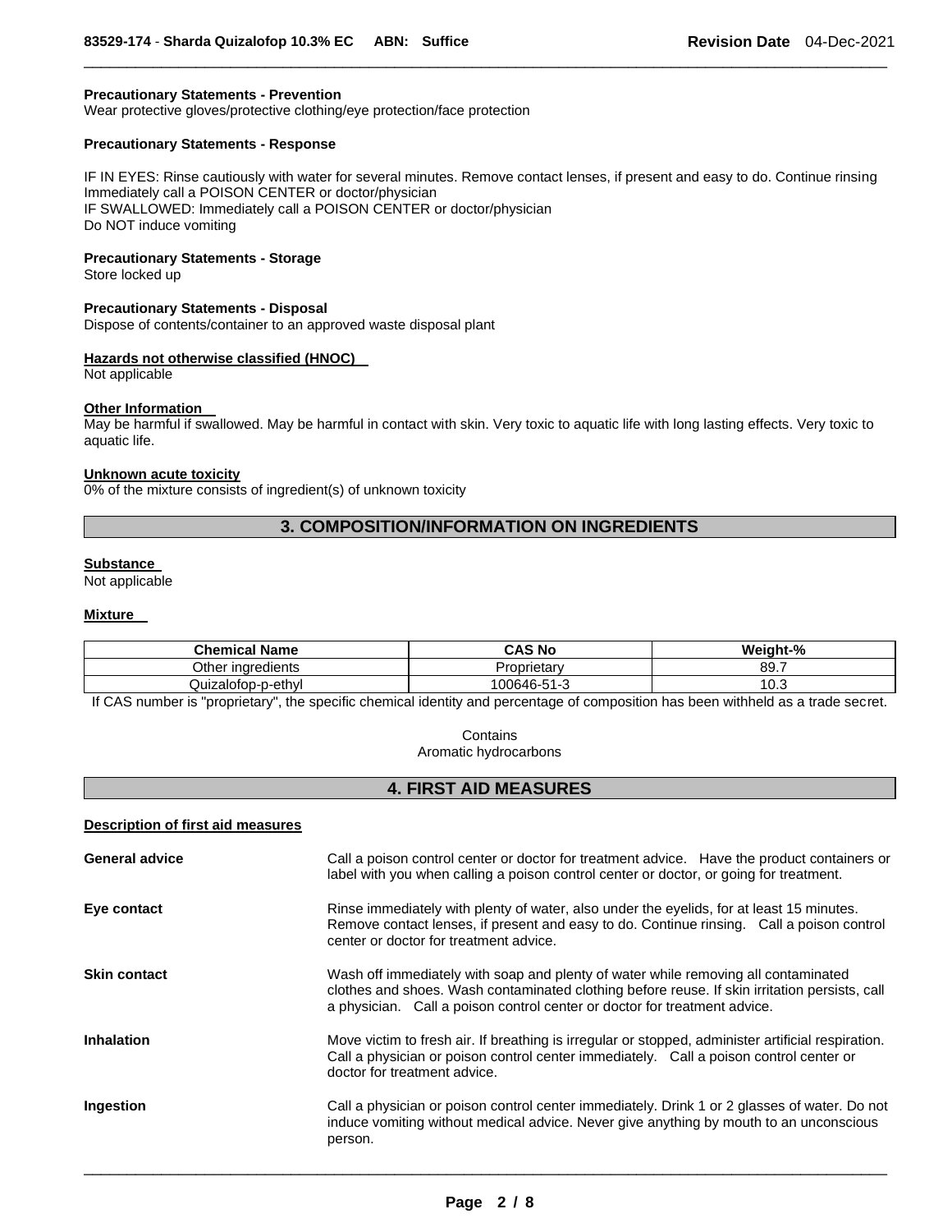**Precautionary Statements - Prevention**
Wear protective gloves/protective clothing/eye protection/face protection

**Precautionary Statements - Response**

IF IN EYES: Rinse cautiously with water for several minutes. Remove contact lenses, if present and easy to do. Continue rinsing
Immediately call a POISON CENTER or doctor/physician
IF SWALLOWED: Immediately call a POISON CENTER or doctor/physician
Do NOT induce vomiting

**Precautionary Statements - Storage**
Store locked up

**Precautionary Statements - Disposal**
Dispose of contents/container to an approved waste disposal plant

**Hazards not otherwise classified (HNOC)**
Not applicable

**Other Information**
May be harmful if swallowed. May be harmful in contact with skin. Very toxic to aquatic life with long lasting effects. Very toxic to aquatic life.

**Unknown acute toxicity**
0% of the mixture consists of ingredient(s) of unknown toxicity

## 3. COMPOSITION/INFORMATION ON INGREDIENTS

**Substance**
Not applicable

**Mixture**

| Chemical Name | CAS No | Weight-% |
|---|---|---|
| Other ingredients | Proprietary | 89.7 |
| Quizalofop-p-ethyl | 100646-51-3 | 10.3 |

If CAS number is "proprietary", the specific chemical identity and percentage of composition has been withheld as a trade secret.

Contains
Aromatic hydrocarbons

## 4. FIRST AID MEASURES

**Description of first aid measures**

**General advice** Call a poison control center or doctor for treatment advice. Have the product containers or label with you when calling a poison control center or doctor, or going for treatment.

**Eye contact** Rinse immediately with plenty of water, also under the eyelids, for at least 15 minutes. Remove contact lenses, if present and easy to do. Continue rinsing. Call a poison control center or doctor for treatment advice.

**Skin contact** Wash off immediately with soap and plenty of water while removing all contaminated clothes and shoes. Wash contaminated clothing before reuse. If skin irritation persists, call a physician. Call a poison control center or doctor for treatment advice.

**Inhalation** Move victim to fresh air. If breathing is irregular or stopped, administer artificial respiration. Call a physician or poison control center immediately. Call a poison control center or doctor for treatment advice.

**Ingestion** Call a physician or poison control center immediately. Drink 1 or 2 glasses of water. Do not induce vomiting without medical advice. Never give anything by mouth to an unconscious person.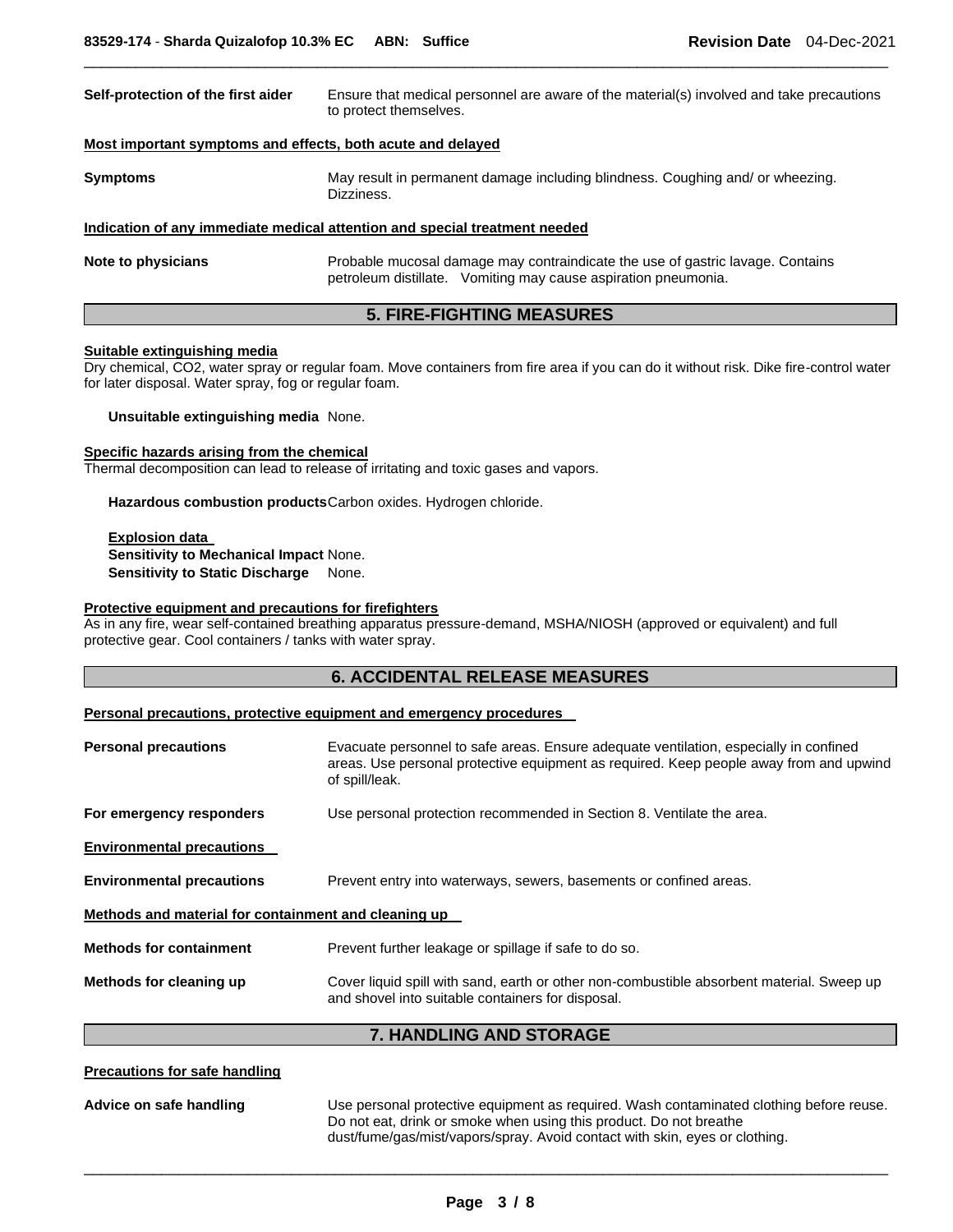**Self-protection of the first aider** Ensure that medical personnel are aware of the material(s) involved and take precautions to protect themselves.

**Most important symptoms and effects, both acute and delayed**

**Symptoms** May result in permanent damage including blindness. Coughing and/ or wheezing. Dizziness.

**Indication of any immediate medical attention and special treatment needed**

**Note to physicians** Probable mucosal damage may contraindicate the use of gastric lavage. Contains petroleum distillate. Vomiting may cause aspiration pneumonia.

## 5. FIRE-FIGHTING MEASURES

**Suitable extinguishing media**

Dry chemical, $CO_2$, water spray or regular foam. Move containers from fire area if you can do it without risk. Dike fire-control water for later disposal. Water spray, fog or regular foam.

**Unsuitable extinguishing media** None.

**Specific hazards arising from the chemical**

Thermal decomposition can lead to release of irritating and toxic gases and vapors.

**Hazardous combustion products** Carbon oxides. Hydrogen chloride.

**Explosion data**

**Sensitivity to Mechanical Impact** None.

**Sensitivity to Static Discharge** None.

**Protective equipment and precautions for firefighters**

As in any fire, wear self-contained breathing apparatus pressure-demand, MSHA/NIOSH (approved or equivalent) and full protective gear. Cool containers / tanks with water spray.

## 6. ACCIDENTAL RELEASE MEASURES

**Personal precautions, protective equipment and emergency procedures**

**Personal precautions** Evacuate personnel to safe areas. Ensure adequate ventilation, especially in confined areas. Use personal protective equipment as required. Keep people away from and upwind of spill/leak.

**For emergency responders** Use personal protection recommended in Section 8. Ventilate the area.

**Environmental precautions**

**Environmental precautions** Prevent entry into waterways, sewers, basements or confined areas.

**Methods and material for containment and cleaning up**

**Methods for containment** Prevent further leakage or spillage if safe to do so.

**Methods for cleaning up** Cover liquid spill with sand, earth or other non-combustible absorbent material. Sweep up and shovel into suitable containers for disposal.

## 7. HANDLING AND STORAGE

**Precautions for safe handling**

**Advice on safe handling** Use personal protective equipment as required. Wash contaminated clothing before reuse. Do not eat, drink or smoke when using this product. Do not breathe dust/fume/gas/mist/vapors/spray. Avoid contact with skin, eyes or clothing.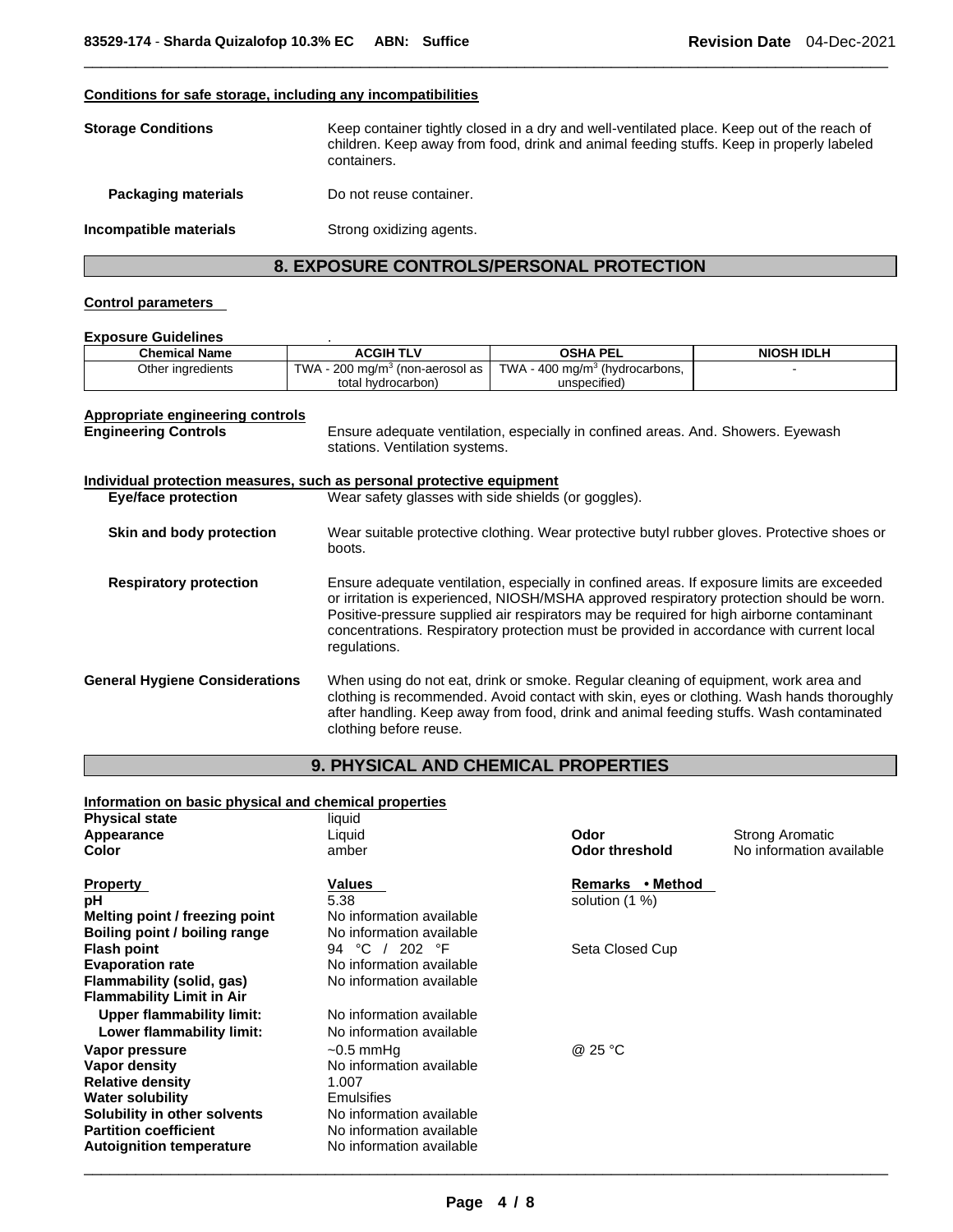#### Conditions for safe storage, including any incompatibilities

**Storage Conditions** Keep container tightly closed in a dry and well-ventilated place. Keep out of the reach of children. Keep away from food, drink and animal feeding stuffs. Keep in properly labeled containers.

**Packaging materials** Do not reuse container.

**Incompatible materials** Strong oxidizing agents.

## 8. EXPOSURE CONTROLS/PERSONAL PROTECTION

#### Control parameters

**Exposure Guidelines** .

| Chemical Name | ACGIH TLV | OSHA PEL | NIOSH IDLH |
|---|---|---|---|
| Other ingredients | TWA - 200 mg/m$^3$ (non-aerosol as total hydrocarbon) | TWA - 400 mg/m$^3$ (hydrocarbons, unspecified) | - |

#### Appropriate engineering controls

**Engineering Controls** Ensure adequate ventilation, especially in confined areas. And. Showers. Eyewash stations. Ventilation systems.

#### Individual protection measures, such as personal protective equipment

**Eye/face protection** Wear safety glasses with side shields (or goggles).

**Skin and body protection** Wear suitable protective clothing. Wear protective butyl rubber gloves. Protective shoes or boots.

**Respiratory protection** Ensure adequate ventilation, especially in confined areas. If exposure limits are exceeded or irritation is experienced, NIOSH/MSHA approved respiratory protection should be worn. Positive-pressure supplied air respirators may be required for high airborne contaminant concentrations. Respiratory protection must be provided in accordance with current local regulations.

**General Hygiene Considerations** When using do not eat, drink or smoke. Regular cleaning of equipment, work area and clothing is recommended. Avoid contact with skin, eyes or clothing. Wash hands thoroughly after handling. Keep away from food, drink and animal feeding stuffs. Wash contaminated clothing before reuse.

## 9. PHYSICAL AND CHEMICAL PROPERTIES

#### Information on basic physical and chemical properties

**Physical state** liquid
**Appearance** Liquid
**Color** amber
**Odor** Strong Aromatic
**Odor threshold** No information available

| Property | Values | Remarks • Method |
|---|---|---|
| **pH** | 5.38 | solution (1 %) |
| **Melting point / freezing point** | No information available | |
| **Boiling point / boiling range** | No information available | |
| **Flash point** | 94 °C / 202 °F | Seta Closed Cup |
| **Evaporation rate** | No information available | |
| **Flammability (solid, gas)** | No information available | |
| **Flammability Limit in Air** | | |
| **Upper flammability limit:** | No information available | |
| **Lower flammability limit:** | No information available | |
| **Vapor pressure** | ~0.5 mmHg | @ 25 °C |
| **Vapor density** | No information available | |
| **Relative density** | 1.007 | |
| **Water solubility** | Emulsifies | |
| **Solubility in other solvents** | No information available | |
| **Partition coefficient** | No information available | |
| **Autoignition temperature** | No information available | |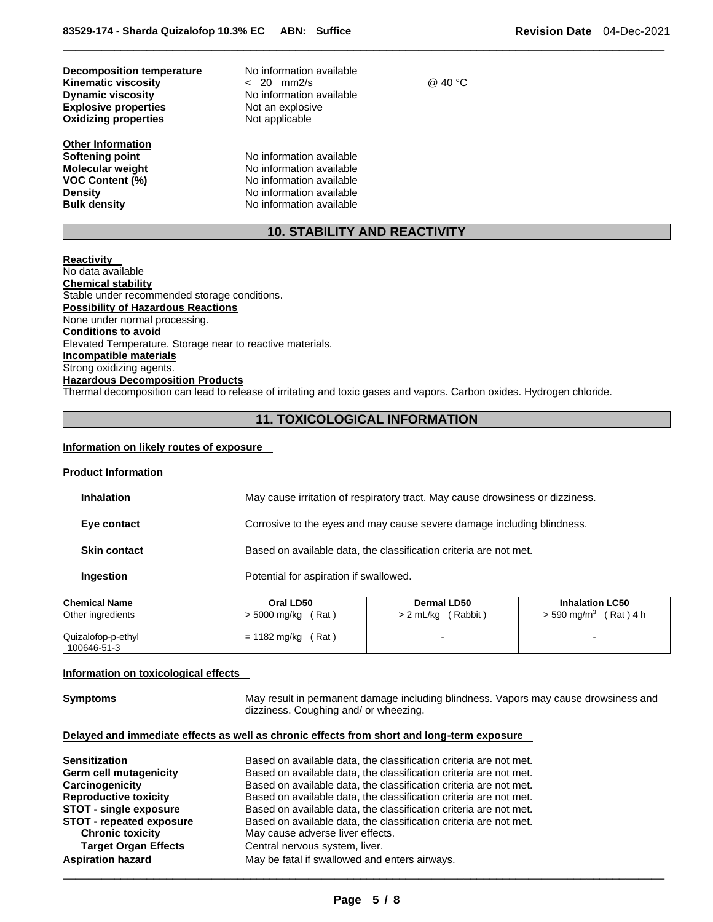| | | |
|---|---|---|
| **Decomposition temperature** | No information available | |
| **Kinematic viscosity** | < 20 mm2/s | @ 40 °C |
| **Dynamic viscosity** | No information available | |
| **Explosive properties** | Not an explosive | |
| **Oxidizing properties** | Not applicable | |

**Other Information**

| | |
|---|---|
| **Softening point** | No information available |
| **Molecular weight** | No information available |
| **VOC Content (%)** | No information available |
| **Density** | No information available |
| **Bulk density** | No information available |

## 10. STABILITY AND REACTIVITY

**Reactivity**
No data available

**Chemical stability**
Stable under recommended storage conditions.

**Possibility of Hazardous Reactions**
None under normal processing.

**Conditions to avoid**
Elevated Temperature. Storage near to reactive materials.

**Incompatible materials**
Strong oxidizing agents.

**Hazardous Decomposition Products**
Thermal decomposition can lead to release of irritating and toxic gases and vapors. Carbon oxides. Hydrogen chloride.

## 11. TOXICOLOGICAL INFORMATION

**Information on likely routes of exposure**

**Product Information**

| | |
|---|---|
| **Inhalation** | May cause irritation of respiratory tract. May cause drowsiness or dizziness. |
| **Eye contact** | Corrosive to the eyes and may cause severe damage including blindness. |
| **Skin contact** | Based on available data, the classification criteria are not met. |
| **Ingestion** | Potential for aspiration if swallowed. |

| Chemical Name | Oral LD50 | Dermal LD50 | Inhalation LC50 |
|---|---|---|---|
| Other ingredients | > 5000 mg/kg ( Rat ) | > 2 mL/kg ( Rabbit ) | > 590 mg/m$^3$ ( Rat ) 4 h |
| Quizalofop-p-ethyl 100646-51-3 | = 1182 mg/kg ( Rat ) | - | - |

**Information on toxicological effects**

| | |
|---|---|
| **Symptoms** | May result in permanent damage including blindness. Vapors may cause drowsiness and dizziness. Coughing and/ or wheezing. |

**Delayed and immediate effects as well as chronic effects from short and long-term exposure**

| | |
|---|---|
| **Sensitization** | Based on available data, the classification criteria are not met. |
| **Germ cell mutagenicity** | Based on available data, the classification criteria are not met. |
| **Carcinogenicity** | Based on available data, the classification criteria are not met. |
| **Reproductive toxicity** | Based on available data, the classification criteria are not met. |
| **STOT - single exposure** | Based on available data, the classification criteria are not met. |
| **STOT - repeated exposure** | Based on available data, the classification criteria are not met. |
| **Chronic toxicity** | May cause adverse liver effects. |
| **Target Organ Effects** | Central nervous system, liver. |
| **Aspiration hazard** | May be fatal if swallowed and enters airways. |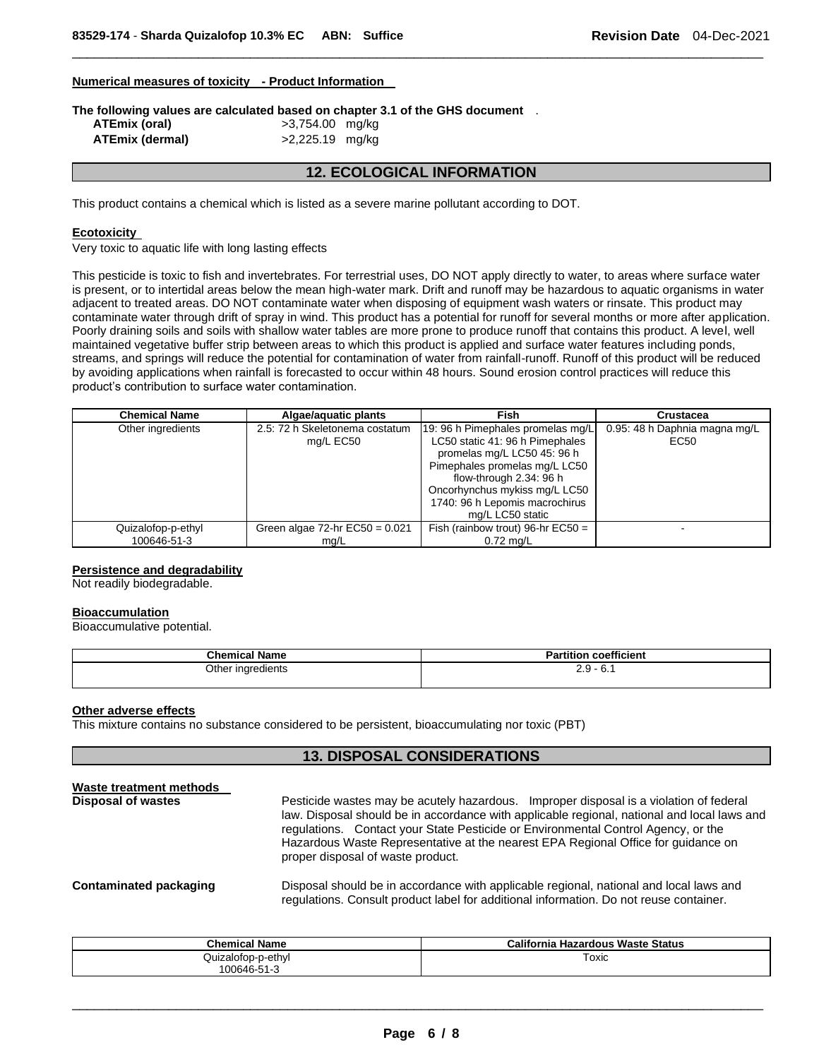**Numerical measures of toxicity - Product Information**

**The following values are calculated based on chapter 3.1 of the GHS document** .

| | |
|---|---|
| **ATEmix (oral)** | >3,754.00 mg/kg |
| **ATEmix (dermal)** | >2,225.19 mg/kg |

## 12. ECOLOGICAL INFORMATION

This product contains a chemical which is listed as a severe marine pollutant according to DOT.

**Ecotoxicity**

Very toxic to aquatic life with long lasting effects

This pesticide is toxic to fish and invertebrates. For terrestrial uses, DO NOT apply directly to water, to areas where surface water is present, or to intertidal areas below the mean high-water mark. Drift and runoff may be hazardous to aquatic organisms in water adjacent to treated areas. DO NOT contaminate water when disposing of equipment wash waters or rinsate. This product may contaminate water through drift of spray in wind. This product has a potential for runoff for several months or more after application. Poorly draining soils and soils with shallow water tables are more prone to produce runoff that contains this product. A level, well maintained vegetative buffer strip between areas to which this product is applied and surface water features including ponds, streams, and springs will reduce the potential for contamination of water from rainfall-runoff. Runoff of this product will be reduced by avoiding applications when rainfall is forecasted to occur within 48 hours. Sound erosion control practices will reduce this product's contribution to surface water contamination.

| Chemical Name | Algae/aquatic plants | Fish | Crustacea |
|---|---|---|---|
| Other ingredients | 2.5: 72 h Skeletonema costatum mg/L EC50 | 19: 96 h Pimephales promelas mg/L LC50 static 41: 96 h Pimephales promelas mg/L LC50 45: 96 h Pimephales promelas mg/L LC50 flow-through 2.34: 96 h Oncorhynchus mykiss mg/L LC50 1740: 96 h Lepomis macrochirus mg/L LC50 static | 0.95: 48 h Daphnia magna mg/L EC50 |
| Quizalofop-p-ethyl 100646-51-3 | Green algae 72-hr EC50 = 0.021 mg/L | Fish (rainbow trout) 96-hr EC50 = 0.72 mg/L | - |

**Persistence and degradability**

Not readily biodegradable.

**Bioaccumulation**

Bioaccumulative potential.

| Chemical Name | Partition coefficient |
|---|---|
| Other ingredients | 2.9 - 6.1 |

**Other adverse effects**

This mixture contains no substance considered to be persistent, bioaccumulating nor toxic (PBT)

## 13. DISPOSAL CONSIDERATIONS

**Waste treatment methods**

**Disposal of wastes** — Pesticide wastes may be acutely hazardous. Improper disposal is a violation of federal law. Disposal should be in accordance with applicable regional, national and local laws and regulations. Contact your State Pesticide or Environmental Control Agency, or the Hazardous Waste Representative at the nearest EPA Regional Office for guidance on proper disposal of waste product.

**Contaminated packaging** — Disposal should be in accordance with applicable regional, national and local laws and regulations. Consult product label for additional information. Do not reuse container.

| Chemical Name | California Hazardous Waste Status |
|---|---|
| Quizalofop-p-ethyl 100646-51-3 | Toxic |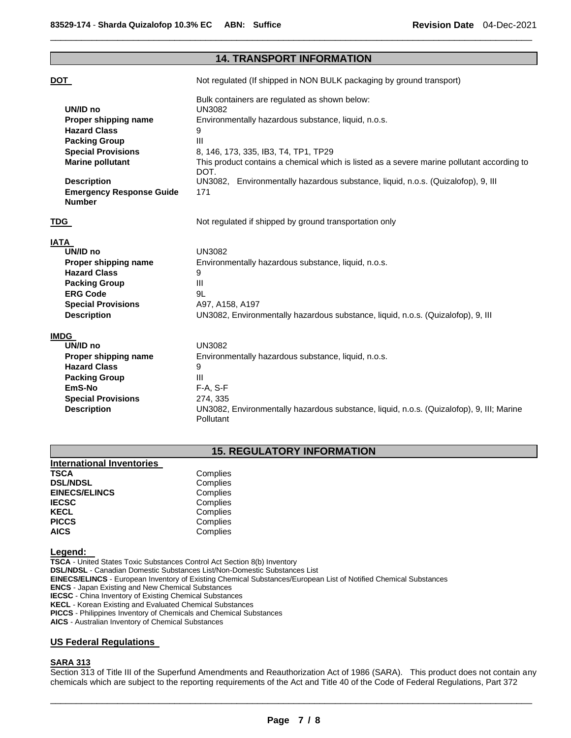## 14. TRANSPORT INFORMATION

**DOT** Not regulated (If shipped in NON BULK packaging by ground transport)

Bulk containers are regulated as shown below:

| | |
|---|---|
| **UN/ID no** | UN3082 |
| **Proper shipping name** | Environmentally hazardous substance, liquid, n.o.s. |
| **Hazard Class** | 9 |
| **Packing Group** | III |
| **Special Provisions** | 8, 146, 173, 335, IB3, T4, TP1, TP29 |
| **Marine pollutant** | This product contains a chemical which is listed as a severe marine pollutant according to DOT. |
| **Description** | UN3082, Environmentally hazardous substance, liquid, n.o.s. (Quizalofop), 9, III |
| **Emergency Response Guide Number** | 171 |

**TDG** Not regulated if shipped by ground transportation only

**IATA**

| | |
|---|---|
| **UN/ID no** | UN3082 |
| **Proper shipping name** | Environmentally hazardous substance, liquid, n.o.s. |
| **Hazard Class** | 9 |
| **Packing Group** | III |
| **ERG Code** | 9L |
| **Special Provisions** | A97, A158, A197 |
| **Description** | UN3082, Environmentally hazardous substance, liquid, n.o.s. (Quizalofop), 9, III |

**IMDG**

| | |
|---|---|
| **UN/ID no** | UN3082 |
| **Proper shipping name** | Environmentally hazardous substance, liquid, n.o.s. |
| **Hazard Class** | 9 |
| **Packing Group** | III |
| **EmS-No** | F-A, S-F |
| **Special Provisions** | 274, 335 |
| **Description** | UN3082, Environmentally hazardous substance, liquid, n.o.s. (Quizalofop), 9, III; Marine Pollutant |

## 15. REGULATORY INFORMATION

**International Inventories**

| | |
|---|---|
| **TSCA** | Complies |
| **DSL/NDSL** | Complies |
| **EINECS/ELINCS** | Complies |
| **IECSC** | Complies |
| **KECL** | Complies |
| **PICCS** | Complies |
| **AICS** | Complies |

**Legend:**

**TSCA** - United States Toxic Substances Control Act Section 8(b) Inventory
**DSL/NDSL** - Canadian Domestic Substances List/Non-Domestic Substances List
**EINECS/ELINCS** - European Inventory of Existing Chemical Substances/European List of Notified Chemical Substances
**ENCS** - Japan Existing and New Chemical Substances
**IECSC** - China Inventory of Existing Chemical Substances
**KECL** - Korean Existing and Evaluated Chemical Substances
**PICCS** - Philippines Inventory of Chemicals and Chemical Substances
**AICS** - Australian Inventory of Chemical Substances

### US Federal Regulations

**SARA 313**

Section 313 of Title III of the Superfund Amendments and Reauthorization Act of 1986 (SARA). This product does not contain any chemicals which are subject to the reporting requirements of the Act and Title 40 of the Code of Federal Regulations, Part 372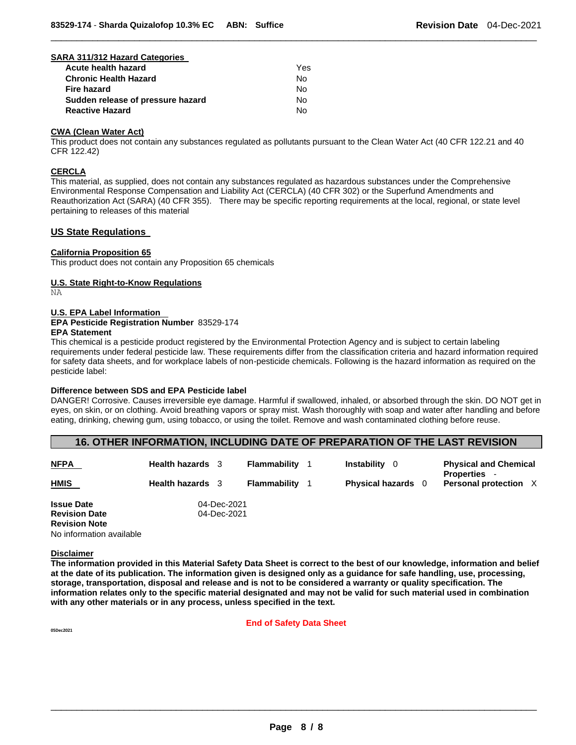**SARA 311/312 Hazard Categories**

| | |
|---|---|
| **Acute health hazard** | Yes |
| **Chronic Health Hazard** | No |
| **Fire hazard** | No |
| **Sudden release of pressure hazard** | No |
| **Reactive Hazard** | No |

**CWA (Clean Water Act)**

This product does not contain any substances regulated as pollutants pursuant to the Clean Water Act (40 CFR 122.21 and 40 CFR 122.42)

**CERCLA**

This material, as supplied, does not contain any substances regulated as hazardous substances under the Comprehensive Environmental Response Compensation and Liability Act (CERCLA) (40 CFR 302) or the Superfund Amendments and Reauthorization Act (SARA) (40 CFR 355). There may be specific reporting requirements at the local, regional, or state level pertaining to releases of this material

## US State Regulations

**California Proposition 65**

This product does not contain any Proposition 65 chemicals

**U.S. State Right-to-Know Regulations**

NA

**U.S. EPA Label Information**

**EPA Pesticide Registration Number** 83529-174

**EPA Statement**

This chemical is a pesticide product registered by the Environmental Protection Agency and is subject to certain labeling requirements under federal pesticide law. These requirements differ from the classification criteria and hazard information required for safety data sheets, and for workplace labels of non-pesticide chemicals. Following is the hazard information as required on the pesticide label:

**Difference between SDS and EPA Pesticide label**

DANGER! Corrosive. Causes irreversible eye damage. Harmful if swallowed, inhaled, or absorbed through the skin. DO NOT get in eyes, on skin, or on clothing. Avoid breathing vapors or spray mist. Wash thoroughly with soap and water after handling and before eating, drinking, chewing gum, using tobacco, or using the toilet. Remove and wash contaminated clothing before reuse.

## 16. OTHER INFORMATION, INCLUDING DATE OF PREPARATION OF THE LAST REVISION

| | | | | |
|---|---|---|---|---|
| **NFPA** | **Health hazards** 3 | **Flammability** 1 | **Instability** 0 | **Physical and Chemical Properties** - |
| **HMIS** | **Health hazards** 3 | **Flammability** 1 | **Physical hazards** 0 | **Personal protection** X |

**Issue Date** 04-Dec-2021
**Revision Date** 04-Dec-2021
**Revision Note**
No information available

**Disclaimer**

**The information provided in this Material Safety Data Sheet is correct to the best of our knowledge, information and belief at the date of its publication. The information given is designed only as a guidance for safe handling, use, processing, storage, transportation, disposal and release and is not to be considered a warranty or quality specification. The information relates only to the specific material designated and may not be valid for such material used in combination with any other materials or in any process, unless specified in the text.**

**End of Safety Data Sheet**

05Dec2021